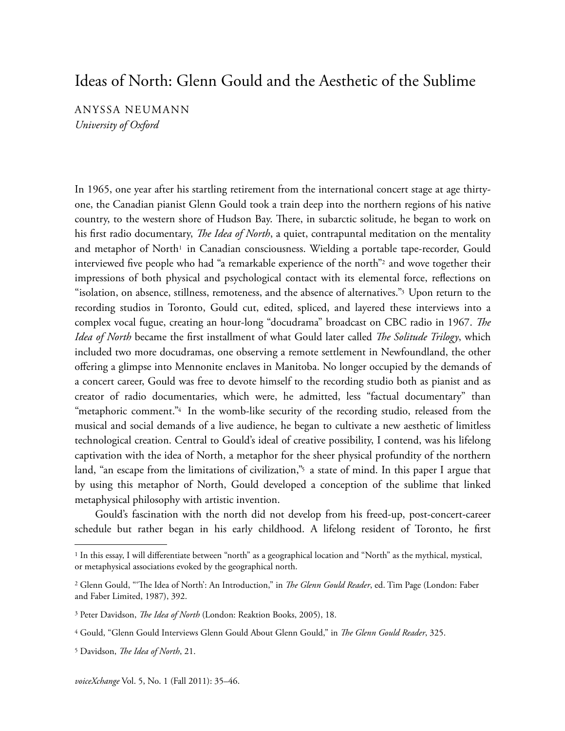# Ideas of North: Glenn Gould and the Aesthetic of the Sublime

ANYSSA NEUMANN
*University of Oxford*

In 1965, one year after his startling retirement from the international concert stage at age thirty-one, the Canadian pianist Glenn Gould took a train deep into the northern regions of his native country, to the western shore of Hudson Bay. There, in subarctic solitude, he began to work on his first radio documentary, *The Idea of North*, a quiet, contrapuntal meditation on the mentality and metaphor of North[1] in Canadian consciousness. Wielding a portable tape-recorder, Gould interviewed five people who had "a remarkable experience of the north"[2] and wove together their impressions of both physical and psychological contact with its elemental force, reflections on "isolation, on absence, stillness, remoteness, and the absence of alternatives."[3] Upon return to the recording studios in Toronto, Gould cut, edited, spliced, and layered these interviews into a complex vocal fugue, creating an hour-long "docudrama" broadcast on CBC radio in 1967. *The Idea of North* became the first installment of what Gould later called *The Solitude Trilogy*, which included two more docudramas, one observing a remote settlement in Newfoundland, the other offering a glimpse into Mennonite enclaves in Manitoba. No longer occupied by the demands of a concert career, Gould was free to devote himself to the recording studio both as pianist and as creator of radio documentaries, which were, he admitted, less "factual documentary" than "metaphoric comment."[4] In the womb-like security of the recording studio, released from the musical and social demands of a live audience, he began to cultivate a new aesthetic of limitless technological creation. Central to Gould's ideal of creative possibility, I contend, was his lifelong captivation with the idea of North, a metaphor for the sheer physical profundity of the northern land, "an escape from the limitations of civilization,"[5] a state of mind. In this paper I argue that by using this metaphor of North, Gould developed a conception of the sublime that linked metaphysical philosophy with artistic invention.

Gould's fascination with the north did not develop from his freed-up, post-concert-career schedule but rather began in his early childhood. A lifelong resident of Toronto, he first

---

[1] In this essay, I will differentiate between "north" as a geographical location and "North" as the mythical, mystical, or metaphysical associations evoked by the geographical north.

[2] Glenn Gould, "'The Idea of North': An Introduction," in *The Glenn Gould Reader*, ed. Tim Page (London: Faber and Faber Limited, 1987), 392.

[3] Peter Davidson, *The Idea of North* (London: Reaktion Books, 2005), 18.

[4] Gould, "Glenn Gould Interviews Glenn Gould About Glenn Gould," in *The Glenn Gould Reader*, 325.

[5] Davidson, *The Idea of North*, 21.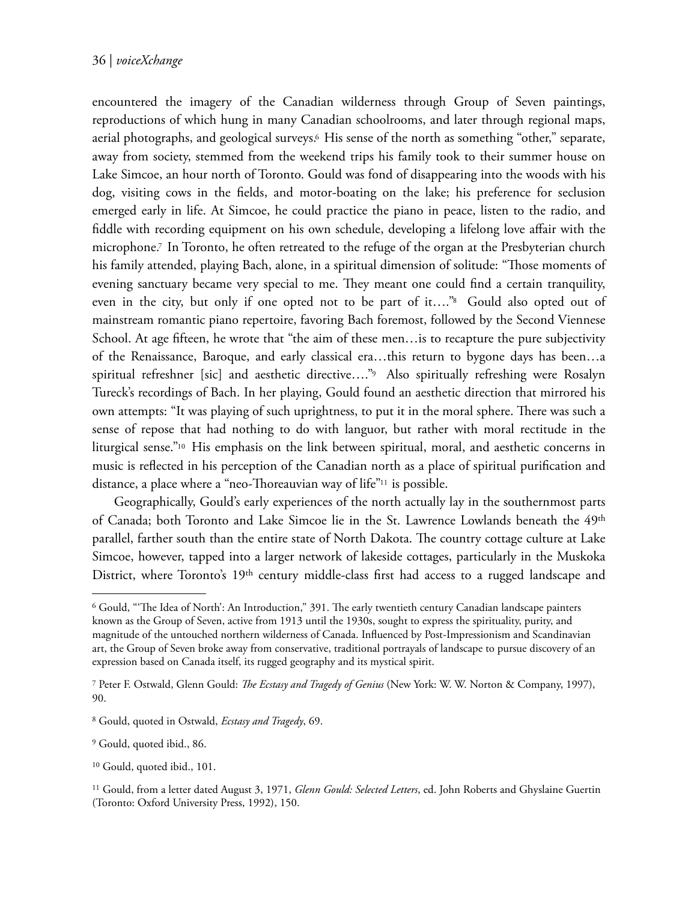encountered the imagery of the Canadian wilderness through Group of Seven paintings, reproductions of which hung in many Canadian schoolrooms, and later through regional maps, aerial photographs, and geological surveys.[6] His sense of the north as something "other," separate, away from society, stemmed from the weekend trips his family took to their summer house on Lake Simcoe, an hour north of Toronto. Gould was fond of disappearing into the woods with his dog, visiting cows in the fields, and motor-boating on the lake; his preference for seclusion emerged early in life. At Simcoe, he could practice the piano in peace, listen to the radio, and fiddle with recording equipment on his own schedule, developing a lifelong love affair with the microphone.[7] In Toronto, he often retreated to the refuge of the organ at the Presbyterian church his family attended, playing Bach, alone, in a spiritual dimension of solitude: "Those moments of evening sanctuary became very special to me. They meant one could find a certain tranquility, even in the city, but only if one opted not to be part of it…."[8] Gould also opted out of mainstream romantic piano repertoire, favoring Bach foremost, followed by the Second Viennese School. At age fifteen, he wrote that "the aim of these men…is to recapture the pure subjectivity of the Renaissance, Baroque, and early classical era…this return to bygone days has been…a spiritual refreshner [sic] and aesthetic directive…."[9] Also spiritually refreshing were Rosalyn Tureck's recordings of Bach. In her playing, Gould found an aesthetic direction that mirrored his own attempts: "It was playing of such uprightness, to put it in the moral sphere. There was such a sense of repose that had nothing to do with languor, but rather with moral rectitude in the liturgical sense."[10] His emphasis on the link between spiritual, moral, and aesthetic concerns in music is reflected in his perception of the Canadian north as a place of spiritual purification and distance, a place where a "neo-Thoreauvian way of life"[11] is possible.

Geographically, Gould's early experiences of the north actually lay in the southernmost parts of Canada; both Toronto and Lake Simcoe lie in the St. Lawrence Lowlands beneath the 49th parallel, farther south than the entire state of North Dakota. The country cottage culture at Lake Simcoe, however, tapped into a larger network of lakeside cottages, particularly in the Muskoka District, where Toronto's 19th century middle-class first had access to a rugged landscape and

---

[6] Gould, "'The Idea of North': An Introduction," 391. The early twentieth century Canadian landscape painters known as the Group of Seven, active from 1913 until the 1930s, sought to express the spirituality, purity, and magnitude of the untouched northern wilderness of Canada. Influenced by Post-Impressionism and Scandinavian art, the Group of Seven broke away from conservative, traditional portrayals of landscape to pursue discovery of an expression based on Canada itself, its rugged geography and its mystical spirit.

[7] Peter F. Ostwald, Glenn Gould: *The Ecstasy and Tragedy of Genius* (New York: W. W. Norton & Company, 1997), 90.

[8] Gould, quoted in Ostwald, *Ecstasy and Tragedy*, 69.

[9] Gould, quoted ibid., 86.

[10] Gould, quoted ibid., 101.

[11] Gould, from a letter dated August 3, 1971, *Glenn Gould: Selected Letters*, ed. John Roberts and Ghyslaine Guertin (Toronto: Oxford University Press, 1992), 150.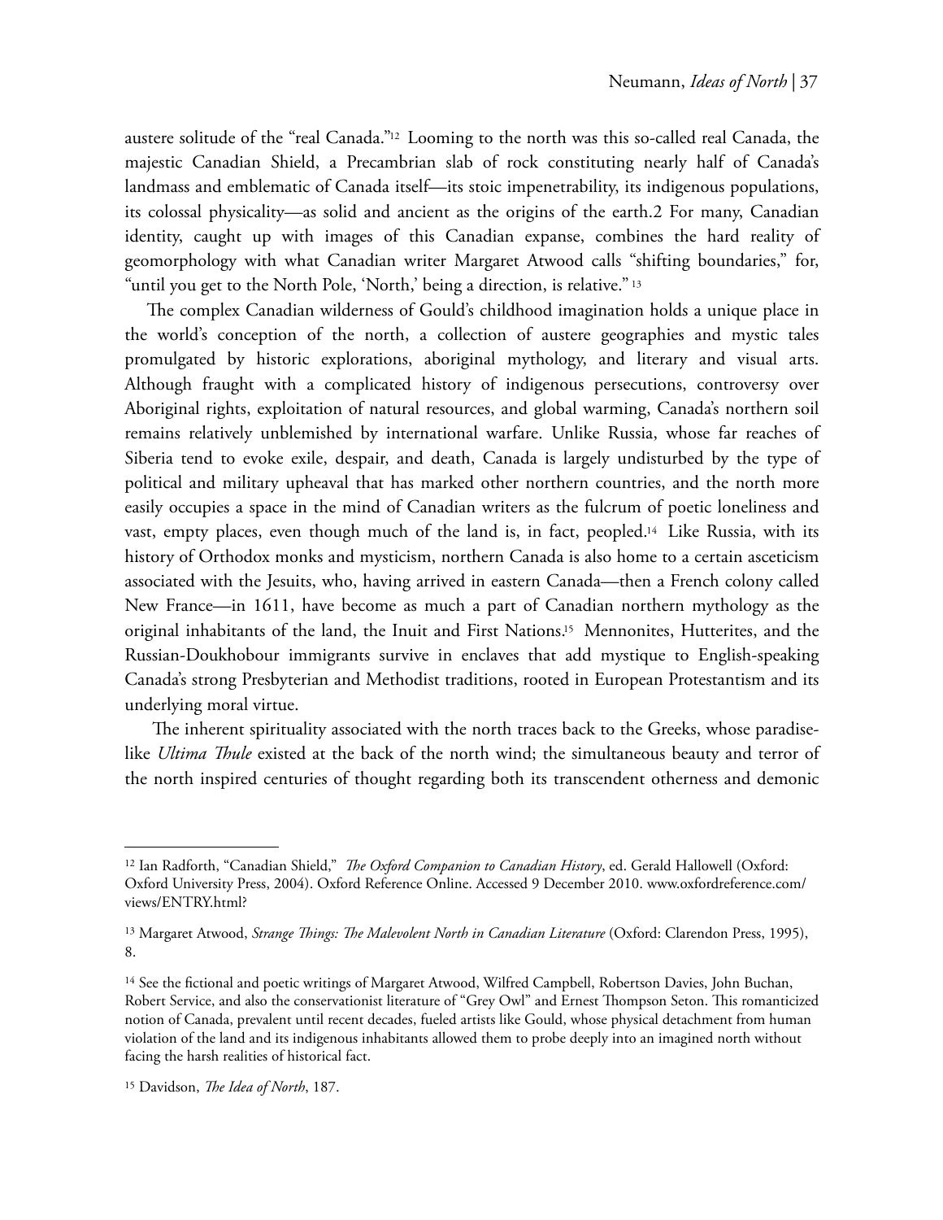austere solitude of the "real Canada."[12] Looming to the north was this so-called real Canada, the majestic Canadian Shield, a Precambrian slab of rock constituting nearly half of Canada's landmass and emblematic of Canada itself—its stoic impenetrability, its indigenous populations, its colossal physicality—as solid and ancient as the origins of the earth.2 For many, Canadian identity, caught up with images of this Canadian expanse, combines the hard reality of geomorphology with what Canadian writer Margaret Atwood calls "shifting boundaries," for, "until you get to the North Pole, 'North,' being a direction, is relative."[13]

The complex Canadian wilderness of Gould's childhood imagination holds a unique place in the world's conception of the north, a collection of austere geographies and mystic tales promulgated by historic explorations, aboriginal mythology, and literary and visual arts. Although fraught with a complicated history of indigenous persecutions, controversy over Aboriginal rights, exploitation of natural resources, and global warming, Canada's northern soil remains relatively unblemished by international warfare. Unlike Russia, whose far reaches of Siberia tend to evoke exile, despair, and death, Canada is largely undisturbed by the type of political and military upheaval that has marked other northern countries, and the north more easily occupies a space in the mind of Canadian writers as the fulcrum of poetic loneliness and vast, empty places, even though much of the land is, in fact, peopled.[14] Like Russia, with its history of Orthodox monks and mysticism, northern Canada is also home to a certain asceticism associated with the Jesuits, who, having arrived in eastern Canada—then a French colony called New France—in 1611, have become as much a part of Canadian northern mythology as the original inhabitants of the land, the Inuit and First Nations.[15] Mennonites, Hutterites, and the Russian-Doukhobour immigrants survive in enclaves that add mystique to English-speaking Canada's strong Presbyterian and Methodist traditions, rooted in European Protestantism and its underlying moral virtue.

The inherent spirituality associated with the north traces back to the Greeks, whose paradise-like *Ultima Thule* existed at the back of the north wind; the simultaneous beauty and terror of the north inspired centuries of thought regarding both its transcendent otherness and demonic

---

[12] Ian Radforth, "Canadian Shield," *The Oxford Companion to Canadian History*, ed. Gerald Hallowell (Oxford: Oxford University Press, 2004). Oxford Reference Online. Accessed 9 December 2010. www.oxfordreference.com/views/ENTRY.html?

[13] Margaret Atwood, *Strange Things: The Malevolent North in Canadian Literature* (Oxford: Clarendon Press, 1995), 8.

[14] See the fictional and poetic writings of Margaret Atwood, Wilfred Campbell, Robertson Davies, John Buchan, Robert Service, and also the conservationist literature of "Grey Owl" and Ernest Thompson Seton. This romanticized notion of Canada, prevalent until recent decades, fueled artists like Gould, whose physical detachment from human violation of the land and its indigenous inhabitants allowed them to probe deeply into an imagined north without facing the harsh realities of historical fact.

[15] Davidson, *The Idea of North*, 187.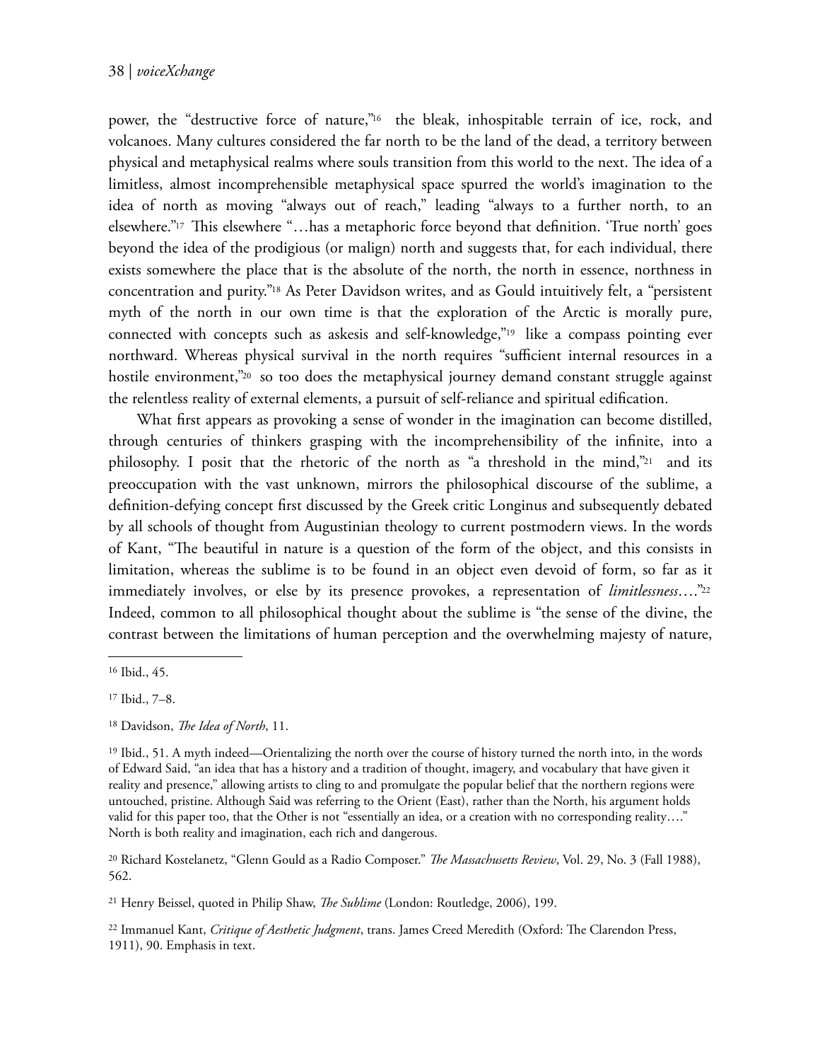power, the "destructive force of nature,"[16] the bleak, inhospitable terrain of ice, rock, and volcanoes. Many cultures considered the far north to be the land of the dead, a territory between physical and metaphysical realms where souls transition from this world to the next. The idea of a limitless, almost incomprehensible metaphysical space spurred the world's imagination to the idea of north as moving "always out of reach," leading "always to a further north, to an elsewhere."[17] This elsewhere "…has a metaphoric force beyond that definition. 'True north' goes beyond the idea of the prodigious (or malign) north and suggests that, for each individual, there exists somewhere the place that is the absolute of the north, the north in essence, northness in concentration and purity."[18] As Peter Davidson writes, and as Gould intuitively felt, a "persistent myth of the north in our own time is that the exploration of the Arctic is morally pure, connected with concepts such as askesis and self-knowledge,"[19] like a compass pointing ever northward. Whereas physical survival in the north requires "sufficient internal resources in a hostile environment,"[20] so too does the metaphysical journey demand constant struggle against the relentless reality of external elements, a pursuit of self-reliance and spiritual edification.

What first appears as provoking a sense of wonder in the imagination can become distilled, through centuries of thinkers grasping with the incomprehensibility of the infinite, into a philosophy. I posit that the rhetoric of the north as "a threshold in the mind,"[21] and its preoccupation with the vast unknown, mirrors the philosophical discourse of the sublime, a definition-defying concept first discussed by the Greek critic Longinus and subsequently debated by all schools of thought from Augustinian theology to current postmodern views. In the words of Kant, "The beautiful in nature is a question of the form of the object, and this consists in limitation, whereas the sublime is to be found in an object even devoid of form, so far as it immediately involves, or else by its presence provokes, a representation of *limitlessness*…."[22] Indeed, common to all philosophical thought about the sublime is "the sense of the divine, the contrast between the limitations of human perception and the overwhelming majesty of nature,

---

[16] Ibid., 45.

[17] Ibid., 7–8.

[18] Davidson, *The Idea of North*, 11.

[19] Ibid., 51. A myth indeed—Orientalizing the north over the course of history turned the north into, in the words of Edward Said, "an idea that has a history and a tradition of thought, imagery, and vocabulary that have given it reality and presence," allowing artists to cling to and promulgate the popular belief that the northern regions were untouched, pristine. Although Said was referring to the Orient (East), rather than the North, his argument holds valid for this paper too, that the Other is not "essentially an idea, or a creation with no corresponding reality…." North is both reality and imagination, each rich and dangerous.

[20] Richard Kostelanetz, "Glenn Gould as a Radio Composer." *The Massachusetts Review*, Vol. 29, No. 3 (Fall 1988), 562.

[21] Henry Beissel, quoted in Philip Shaw, *The Sublime* (London: Routledge, 2006), 199.

[22] Immanuel Kant, *Critique of Aesthetic Judgment*, trans. James Creed Meredith (Oxford: The Clarendon Press, 1911), 90. Emphasis in text.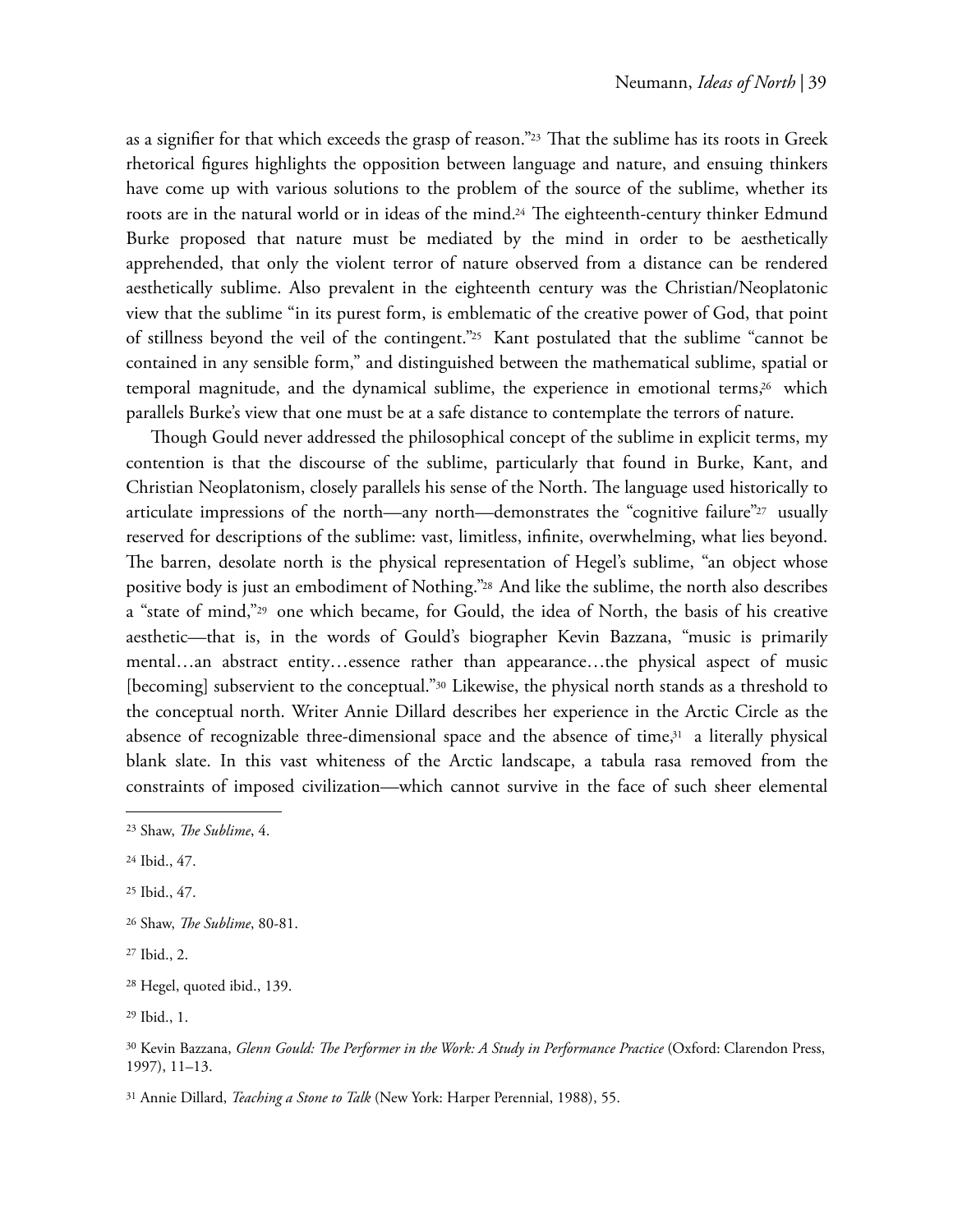as a signifier for that which exceeds the grasp of reason."[23] That the sublime has its roots in Greek rhetorical figures highlights the opposition between language and nature, and ensuing thinkers have come up with various solutions to the problem of the source of the sublime, whether its roots are in the natural world or in ideas of the mind.[24] The eighteenth-century thinker Edmund Burke proposed that nature must be mediated by the mind in order to be aesthetically apprehended, that only the violent terror of nature observed from a distance can be rendered aesthetically sublime. Also prevalent in the eighteenth century was the Christian/Neoplatonic view that the sublime "in its purest form, is emblematic of the creative power of God, that point of stillness beyond the veil of the contingent."[25] Kant postulated that the sublime "cannot be contained in any sensible form," and distinguished between the mathematical sublime, spatial or temporal magnitude, and the dynamical sublime, the experience in emotional terms,[26] which parallels Burke's view that one must be at a safe distance to contemplate the terrors of nature.

Though Gould never addressed the philosophical concept of the sublime in explicit terms, my contention is that the discourse of the sublime, particularly that found in Burke, Kant, and Christian Neoplatonism, closely parallels his sense of the North. The language used historically to articulate impressions of the north—any north—demonstrates the "cognitive failure"[27] usually reserved for descriptions of the sublime: vast, limitless, infinite, overwhelming, what lies beyond. The barren, desolate north is the physical representation of Hegel's sublime, "an object whose positive body is just an embodiment of Nothing."[28] And like the sublime, the north also describes a "state of mind,"[29] one which became, for Gould, the idea of North, the basis of his creative aesthetic—that is, in the words of Gould's biographer Kevin Bazzana, "music is primarily mental…an abstract entity…essence rather than appearance…the physical aspect of music [becoming] subservient to the conceptual."[30] Likewise, the physical north stands as a threshold to the conceptual north. Writer Annie Dillard describes her experience in the Arctic Circle as the absence of recognizable three-dimensional space and the absence of time,[31] a literally physical blank slate. In this vast whiteness of the Arctic landscape, a tabula rasa removed from the constraints of imposed civilization—which cannot survive in the face of such sheer elemental

---

[23] Shaw, *The Sublime*, 4.

[24] Ibid., 47.

[25] Ibid., 47.

[26] Shaw, *The Sublime*, 80-81.

[27] Ibid., 2.

[28] Hegel, quoted ibid., 139.

[29] Ibid., 1.

[30] Kevin Bazzana, *Glenn Gould: The Performer in the Work: A Study in Performance Practice* (Oxford: Clarendon Press, 1997), 11–13.

[31] Annie Dillard, *Teaching a Stone to Talk* (New York: Harper Perennial, 1988), 55.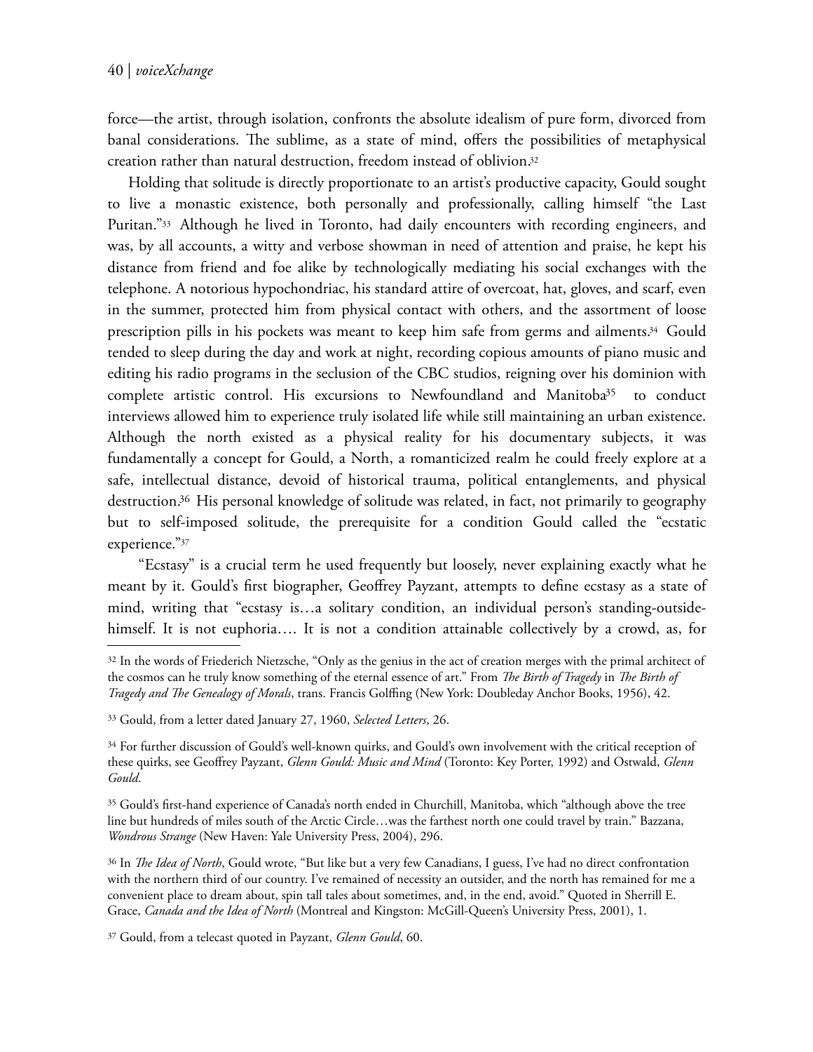force—the artist, through isolation, confronts the absolute idealism of pure form, divorced from banal considerations. The sublime, as a state of mind, offers the possibilities of metaphysical creation rather than natural destruction, freedom instead of oblivion.[32]

Holding that solitude is directly proportionate to an artist's productive capacity, Gould sought to live a monastic existence, both personally and professionally, calling himself "the Last Puritan."[33] Although he lived in Toronto, had daily encounters with recording engineers, and was, by all accounts, a witty and verbose showman in need of attention and praise, he kept his distance from friend and foe alike by technologically mediating his social exchanges with the telephone. A notorious hypochondriac, his standard attire of overcoat, hat, gloves, and scarf, even in the summer, protected him from physical contact with others, and the assortment of loose prescription pills in his pockets was meant to keep him safe from germs and ailments.[34] Gould tended to sleep during the day and work at night, recording copious amounts of piano music and editing his radio programs in the seclusion of the CBC studios, reigning over his dominion with complete artistic control. His excursions to Newfoundland and Manitoba[35] to conduct interviews allowed him to experience truly isolated life while still maintaining an urban existence. Although the north existed as a physical reality for his documentary subjects, it was fundamentally a concept for Gould, a North, a romanticized realm he could freely explore at a safe, intellectual distance, devoid of historical trauma, political entanglements, and physical destruction.[36] His personal knowledge of solitude was related, in fact, not primarily to geography but to self-imposed solitude, the prerequisite for a condition Gould called the "ecstatic experience."[37]

"Ecstasy" is a crucial term he used frequently but loosely, never explaining exactly what he meant by it. Gould's first biographer, Geoffrey Payzant, attempts to define ecstasy as a state of mind, writing that "ecstasy is…a solitary condition, an individual person's standing-outside-himself. It is not euphoria…. It is not a condition attainable collectively by a crowd, as, for

---

[32] In the words of Friederich Nietzsche, "Only as the genius in the act of creation merges with the primal architect of the cosmos can he truly know something of the eternal essence of art." From *The Birth of Tragedy* in *The Birth of Tragedy and The Genealogy of Morals*, trans. Francis Golffing (New York: Doubleday Anchor Books, 1956), 42.

[33] Gould, from a letter dated January 27, 1960, *Selected Letters*, 26.

[34] For further discussion of Gould's well-known quirks, and Gould's own involvement with the critical reception of these quirks, see Geoffrey Payzant, *Glenn Gould: Music and Mind* (Toronto: Key Porter, 1992) and Ostwald, *Glenn Gould*.

[35] Gould's first-hand experience of Canada's north ended in Churchill, Manitoba, which "although above the tree line but hundreds of miles south of the Arctic Circle…was the farthest north one could travel by train." Bazzana, *Wondrous Strange* (New Haven: Yale University Press, 2004), 296.

[36] In *The Idea of North*, Gould wrote, "But like but a very few Canadians, I guess, I've had no direct confrontation with the northern third of our country. I've remained of necessity an outsider, and the north has remained for me a convenient place to dream about, spin tall tales about sometimes, and, in the end, avoid." Quoted in Sherrill E. Grace, *Canada and the Idea of North* (Montreal and Kingston: McGill-Queen's University Press, 2001), 1.

[37] Gould, from a telecast quoted in Payzant, *Glenn Gould*, 60.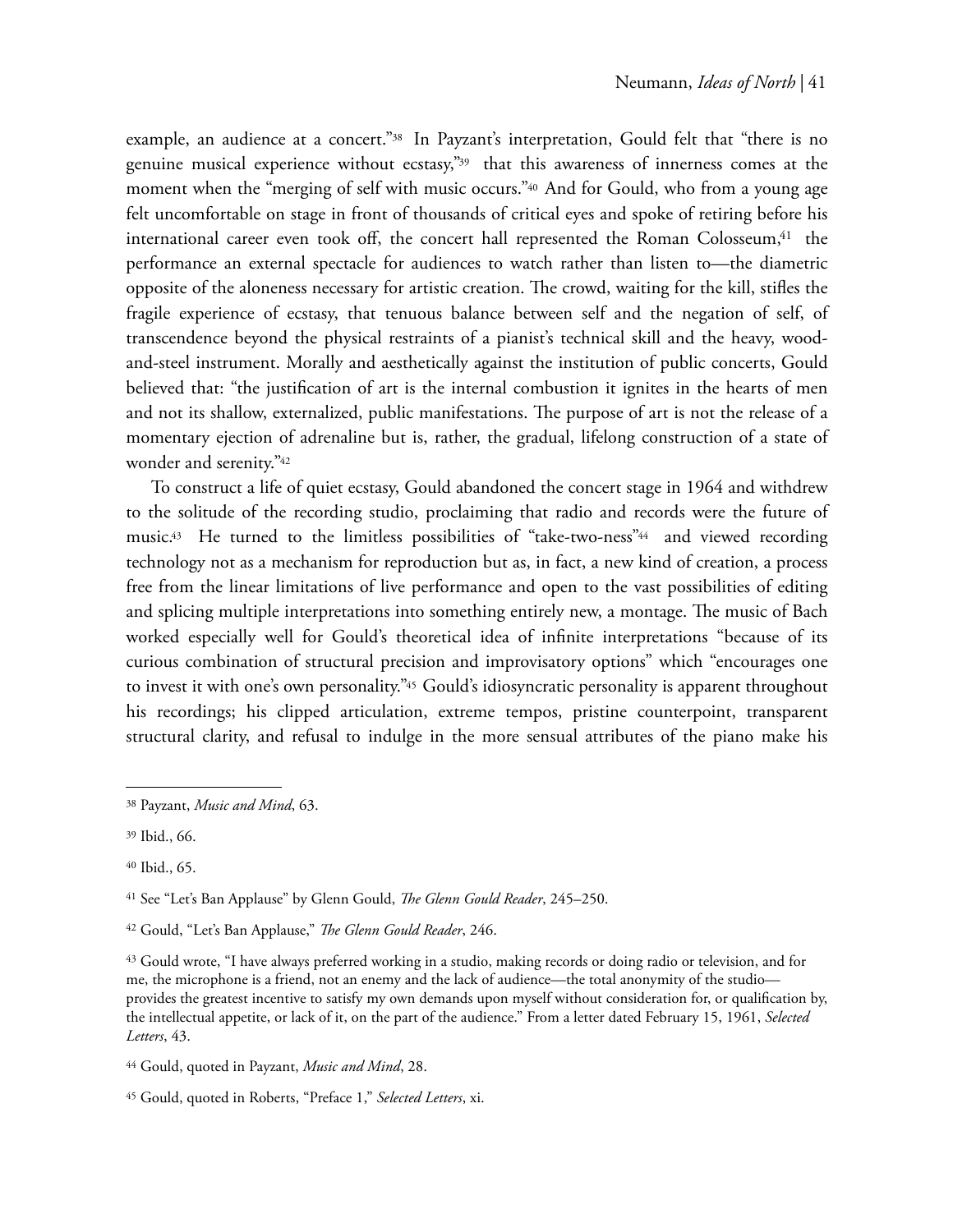example, an audience at a concert."[38] In Payzant's interpretation, Gould felt that "there is no genuine musical experience without ecstasy,"[39] that this awareness of innerness comes at the moment when the "merging of self with music occurs."[40] And for Gould, who from a young age felt uncomfortable on stage in front of thousands of critical eyes and spoke of retiring before his international career even took off, the concert hall represented the Roman Colosseum,[41] the performance an external spectacle for audiences to watch rather than listen to—the diametric opposite of the aloneness necessary for artistic creation. The crowd, waiting for the kill, stifles the fragile experience of ecstasy, that tenuous balance between self and the negation of self, of transcendence beyond the physical restraints of a pianist's technical skill and the heavy, wood-and-steel instrument. Morally and aesthetically against the institution of public concerts, Gould believed that: "the justification of art is the internal combustion it ignites in the hearts of men and not its shallow, externalized, public manifestations. The purpose of art is not the release of a momentary ejection of adrenaline but is, rather, the gradual, lifelong construction of a state of wonder and serenity."[42]

To construct a life of quiet ecstasy, Gould abandoned the concert stage in 1964 and withdrew to the solitude of the recording studio, proclaiming that radio and records were the future of music.[43] He turned to the limitless possibilities of "take-two-ness"[44] and viewed recording technology not as a mechanism for reproduction but as, in fact, a new kind of creation, a process free from the linear limitations of live performance and open to the vast possibilities of editing and splicing multiple interpretations into something entirely new, a montage. The music of Bach worked especially well for Gould's theoretical idea of infinite interpretations "because of its curious combination of structural precision and improvisatory options" which "encourages one to invest it with one's own personality."[45] Gould's idiosyncratic personality is apparent throughout his recordings; his clipped articulation, extreme tempos, pristine counterpoint, transparent structural clarity, and refusal to indulge in the more sensual attributes of the piano make his

---

[38] Payzant, *Music and Mind*, 63.

[39] Ibid., 66.

[40] Ibid., 65.

[41] See "Let's Ban Applause" by Glenn Gould, *The Glenn Gould Reader*, 245–250.

[42] Gould, "Let's Ban Applause," *The Glenn Gould Reader*, 246.

[43] Gould wrote, "I have always preferred working in a studio, making records or doing radio or television, and for me, the microphone is a friend, not an enemy and the lack of audience—the total anonymity of the studio—provides the greatest incentive to satisfy my own demands upon myself without consideration for, or qualification by, the intellectual appetite, or lack of it, on the part of the audience." From a letter dated February 15, 1961, *Selected Letters*, 43.

[44] Gould, quoted in Payzant, *Music and Mind*, 28.

[45] Gould, quoted in Roberts, "Preface 1," *Selected Letters*, xi.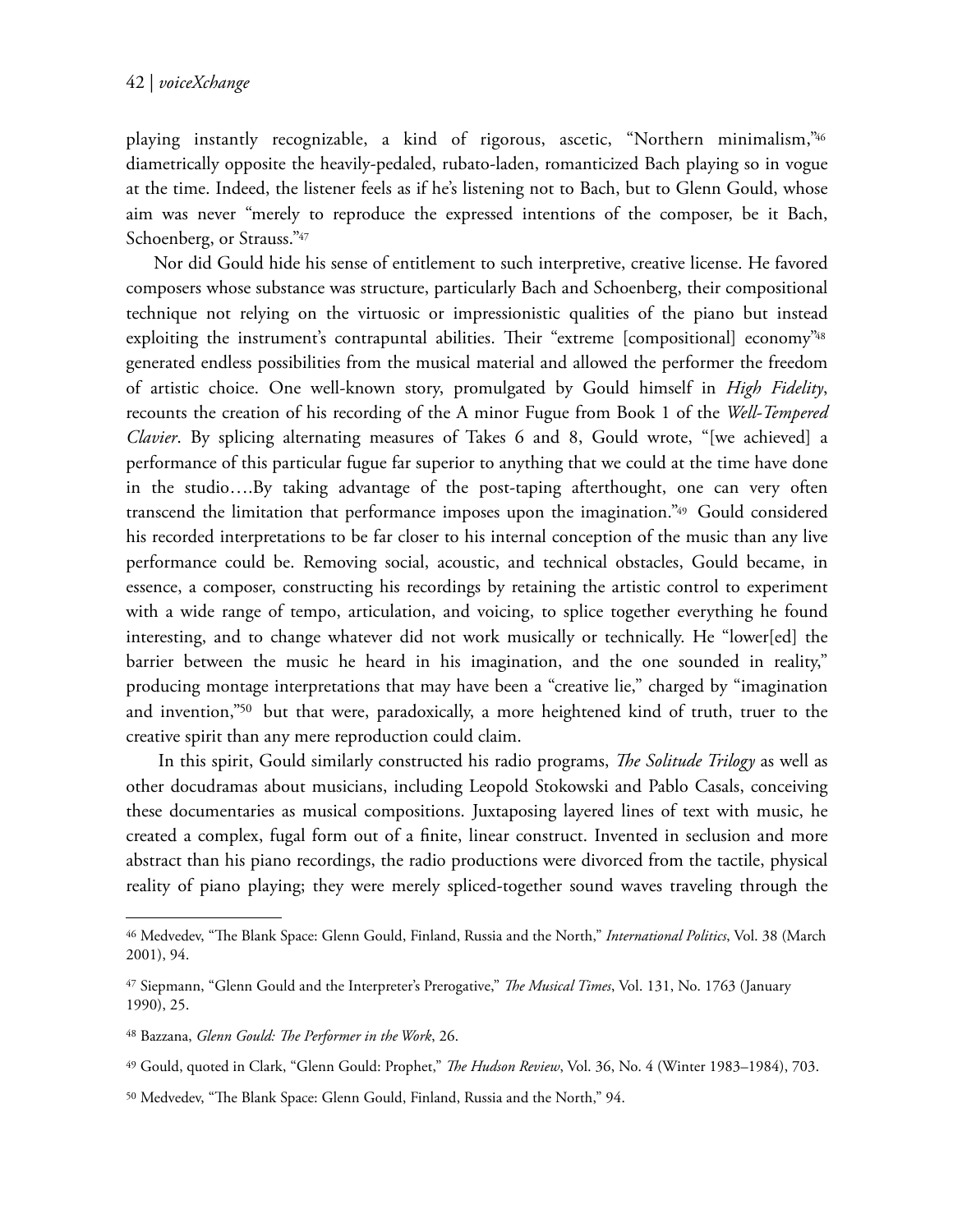playing instantly recognizable, a kind of rigorous, ascetic, "Northern minimalism,"[46] diametrically opposite the heavily-pedaled, rubato-laden, romanticized Bach playing so in vogue at the time. Indeed, the listener feels as if he's listening not to Bach, but to Glenn Gould, whose aim was never "merely to reproduce the expressed intentions of the composer, be it Bach, Schoenberg, or Strauss."[47]

Nor did Gould hide his sense of entitlement to such interpretive, creative license. He favored composers whose substance was structure, particularly Bach and Schoenberg, their compositional technique not relying on the virtuosic or impressionistic qualities of the piano but instead exploiting the instrument's contrapuntal abilities. Their "extreme [compositional] economy"[48] generated endless possibilities from the musical material and allowed the performer the freedom of artistic choice. One well-known story, promulgated by Gould himself in *High Fidelity*, recounts the creation of his recording of the A minor Fugue from Book 1 of the *Well-Tempered Clavier*. By splicing alternating measures of Takes 6 and 8, Gould wrote, "[we achieved] a performance of this particular fugue far superior to anything that we could at the time have done in the studio….By taking advantage of the post-taping afterthought, one can very often transcend the limitation that performance imposes upon the imagination."[49] Gould considered his recorded interpretations to be far closer to his internal conception of the music than any live performance could be. Removing social, acoustic, and technical obstacles, Gould became, in essence, a composer, constructing his recordings by retaining the artistic control to experiment with a wide range of tempo, articulation, and voicing, to splice together everything he found interesting, and to change whatever did not work musically or technically. He "lower[ed] the barrier between the music he heard in his imagination, and the one sounded in reality," producing montage interpretations that may have been a "creative lie," charged by "imagination and invention,"[50] but that were, paradoxically, a more heightened kind of truth, truer to the creative spirit than any mere reproduction could claim.

In this spirit, Gould similarly constructed his radio programs, *The Solitude Trilogy* as well as other docudramas about musicians, including Leopold Stokowski and Pablo Casals, conceiving these documentaries as musical compositions. Juxtaposing layered lines of text with music, he created a complex, fugal form out of a finite, linear construct. Invented in seclusion and more abstract than his piano recordings, the radio productions were divorced from the tactile, physical reality of piano playing; they were merely spliced-together sound waves traveling through the

---

[46] Medvedev, "The Blank Space: Glenn Gould, Finland, Russia and the North," *International Politics*, Vol. 38 (March 2001), 94.

[47] Siepmann, "Glenn Gould and the Interpreter's Prerogative," *The Musical Times*, Vol. 131, No. 1763 (January 1990), 25.

[48] Bazzana, *Glenn Gould: The Performer in the Work*, 26.

[49] Gould, quoted in Clark, "Glenn Gould: Prophet," *The Hudson Review*, Vol. 36, No. 4 (Winter 1983–1984), 703.

[50] Medvedev, "The Blank Space: Glenn Gould, Finland, Russia and the North," 94.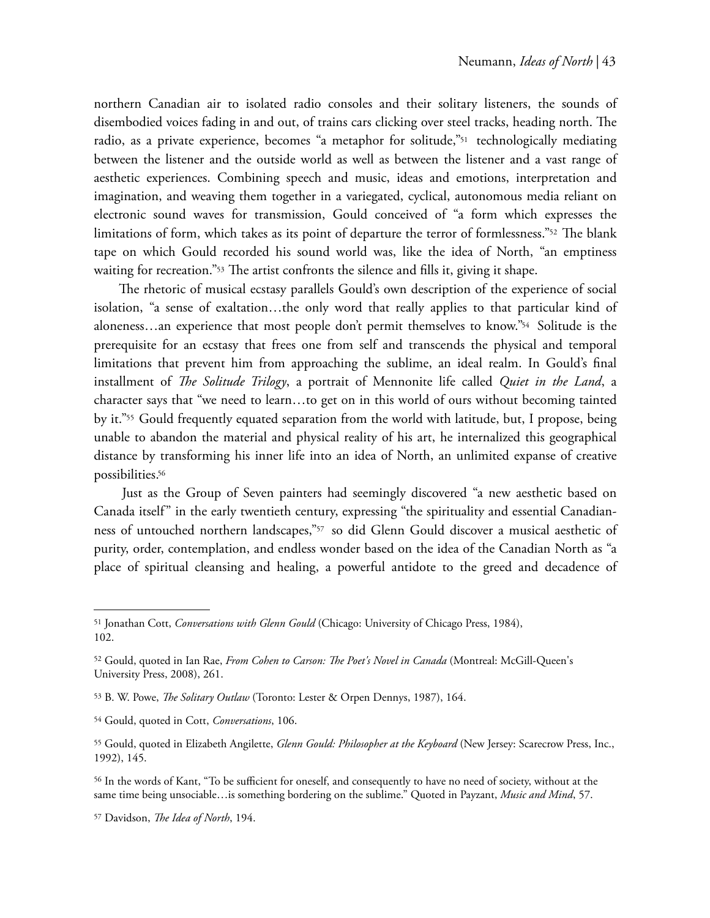northern Canadian air to isolated radio consoles and their solitary listeners, the sounds of disembodied voices fading in and out, of trains cars clicking over steel tracks, heading north. The radio, as a private experience, becomes "a metaphor for solitude,"[51] technologically mediating between the listener and the outside world as well as between the listener and a vast range of aesthetic experiences. Combining speech and music, ideas and emotions, interpretation and imagination, and weaving them together in a variegated, cyclical, autonomous media reliant on electronic sound waves for transmission, Gould conceived of "a form which expresses the limitations of form, which takes as its point of departure the terror of formlessness."[52] The blank tape on which Gould recorded his sound world was, like the idea of North, "an emptiness waiting for recreation."[53] The artist confronts the silence and fills it, giving it shape.

The rhetoric of musical ecstasy parallels Gould's own description of the experience of social isolation, "a sense of exaltation…the only word that really applies to that particular kind of aloneness…an experience that most people don't permit themselves to know."[54] Solitude is the prerequisite for an ecstasy that frees one from self and transcends the physical and temporal limitations that prevent him from approaching the sublime, an ideal realm. In Gould's final installment of *The Solitude Trilogy*, a portrait of Mennonite life called *Quiet in the Land*, a character says that "we need to learn…to get on in this world of ours without becoming tainted by it."[55] Gould frequently equated separation from the world with latitude, but, I propose, being unable to abandon the material and physical reality of his art, he internalized this geographical distance by transforming his inner life into an idea of North, an unlimited expanse of creative possibilities.[56]

Just as the Group of Seven painters had seemingly discovered "a new aesthetic based on Canada itself" in the early twentieth century, expressing "the spirituality and essential Canadianness of untouched northern landscapes,"[57] so did Glenn Gould discover a musical aesthetic of purity, order, contemplation, and endless wonder based on the idea of the Canadian North as "a place of spiritual cleansing and healing, a powerful antidote to the greed and decadence of

---

[51] Jonathan Cott, *Conversations with Glenn Gould* (Chicago: University of Chicago Press, 1984), 102.

[52] Gould, quoted in Ian Rae, *From Cohen to Carson: The Poet's Novel in Canada* (Montreal: McGill-Queen's University Press, 2008), 261.

[53] B. W. Powe, *The Solitary Outlaw* (Toronto: Lester & Orpen Dennys, 1987), 164.

[54] Gould, quoted in Cott, *Conversations*, 106.

[55] Gould, quoted in Elizabeth Angilette, *Glenn Gould: Philosopher at the Keyboard* (New Jersey: Scarecrow Press, Inc., 1992), 145.

[56] In the words of Kant, "To be sufficient for oneself, and consequently to have no need of society, without at the same time being unsociable…is something bordering on the sublime." Quoted in Payzant, *Music and Mind*, 57.

[57] Davidson, *The Idea of North*, 194.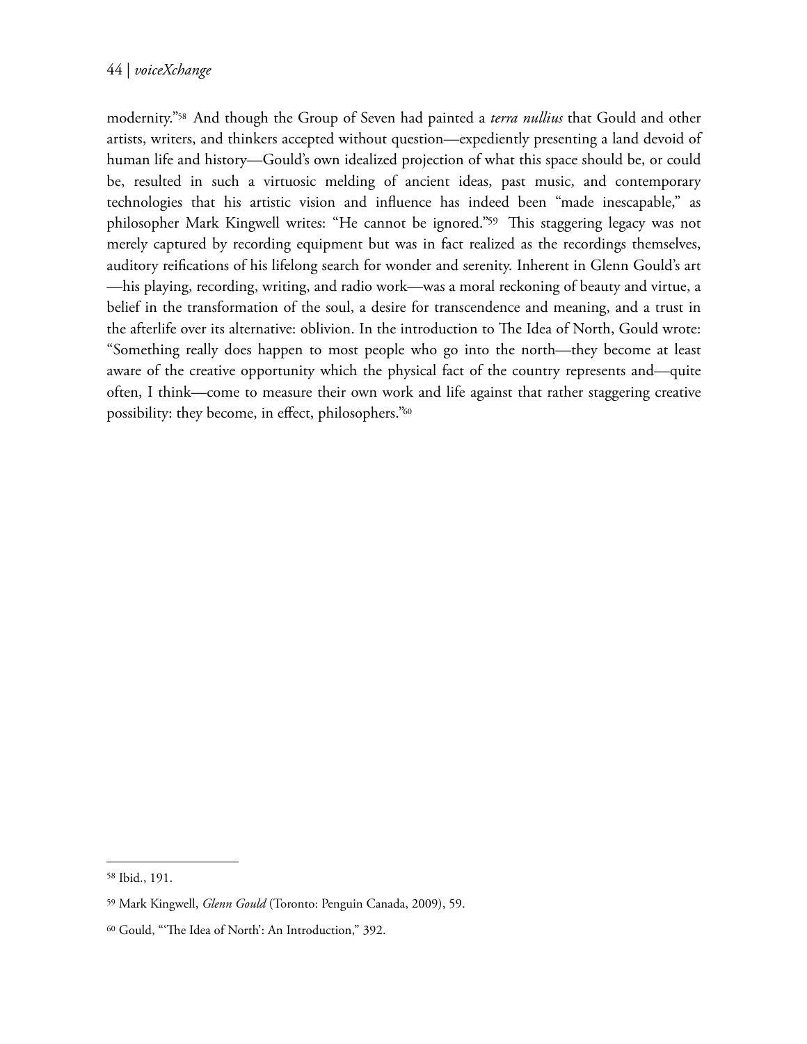modernity."[58] And though the Group of Seven had painted a *terra nullius* that Gould and other artists, writers, and thinkers accepted without question—expediently presenting a land devoid of human life and history—Gould's own idealized projection of what this space should be, or could be, resulted in such a virtuosic melding of ancient ideas, past music, and contemporary technologies that his artistic vision and influence has indeed been "made inescapable," as philosopher Mark Kingwell writes: "He cannot be ignored."[59] This staggering legacy was not merely captured by recording equipment but was in fact realized as the recordings themselves, auditory reifications of his lifelong search for wonder and serenity. Inherent in Glenn Gould's art—his playing, recording, writing, and radio work—was a moral reckoning of beauty and virtue, a belief in the transformation of the soul, a desire for transcendence and meaning, and a trust in the afterlife over its alternative: oblivion. In the introduction to The Idea of North, Gould wrote: "Something really does happen to most people who go into the north—they become at least aware of the creative opportunity which the physical fact of the country represents and—quite often, I think—come to measure their own work and life against that rather staggering creative possibility: they become, in effect, philosophers."[60]

---

[58] Ibid., 191.

[59] Mark Kingwell, *Glenn Gould* (Toronto: Penguin Canada, 2009), 59.

[60] Gould, "'The Idea of North': An Introduction," 392.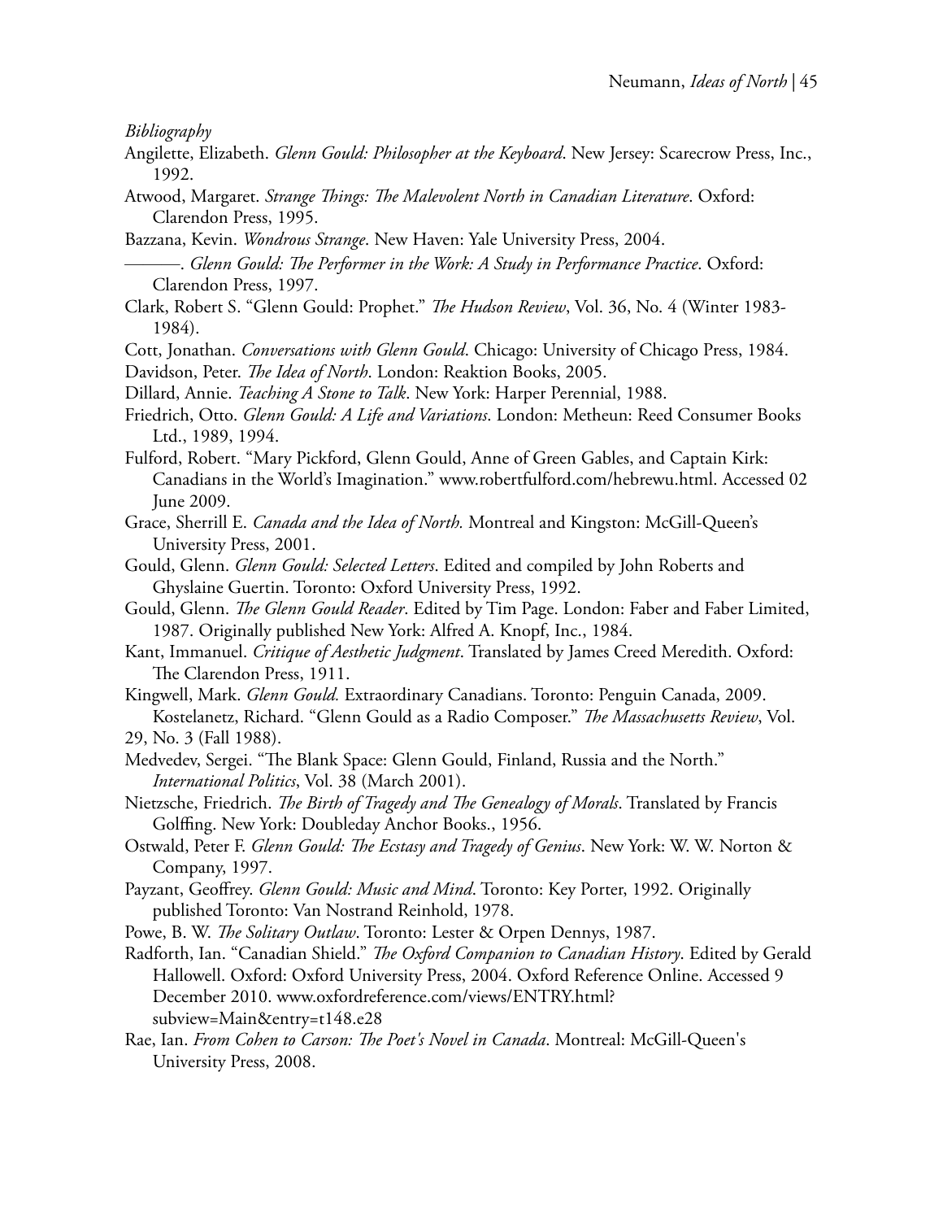*Bibliography*

Angilette, Elizabeth. *Glenn Gould: Philosopher at the Keyboard*. New Jersey: Scarecrow Press, Inc., 1992.

Atwood, Margaret. *Strange Things: The Malevolent North in Canadian Literature*. Oxford: Clarendon Press, 1995.

Bazzana, Kevin. *Wondrous Strange*. New Haven: Yale University Press, 2004.

———. *Glenn Gould: The Performer in the Work: A Study in Performance Practice*. Oxford: Clarendon Press, 1997.

Clark, Robert S. "Glenn Gould: Prophet." *The Hudson Review*, Vol. 36, No. 4 (Winter 1983-1984).

Cott, Jonathan. *Conversations with Glenn Gould*. Chicago: University of Chicago Press, 1984.

Davidson, Peter. *The Idea of North*. London: Reaktion Books, 2005.

Dillard, Annie. *Teaching A Stone to Talk*. New York: Harper Perennial, 1988.

Friedrich, Otto. *Glenn Gould: A Life and Variations*. London: Metheun: Reed Consumer Books Ltd., 1989, 1994.

Fulford, Robert. "Mary Pickford, Glenn Gould, Anne of Green Gables, and Captain Kirk: Canadians in the World's Imagination." www.robertfulford.com/hebrewu.html. Accessed 02 June 2009.

Grace, Sherrill E. *Canada and the Idea of North.* Montreal and Kingston: McGill-Queen's University Press, 2001.

Gould, Glenn. *Glenn Gould: Selected Letters*. Edited and compiled by John Roberts and Ghyslaine Guertin. Toronto: Oxford University Press, 1992.

Gould, Glenn. *The Glenn Gould Reader*. Edited by Tim Page. London: Faber and Faber Limited, 1987. Originally published New York: Alfred A. Knopf, Inc., 1984.

Kant, Immanuel. *Critique of Aesthetic Judgment*. Translated by James Creed Meredith. Oxford: The Clarendon Press, 1911.

Kingwell, Mark. *Glenn Gould.* Extraordinary Canadians. Toronto: Penguin Canada, 2009.

Kostelanetz, Richard. "Glenn Gould as a Radio Composer." *The Massachusetts Review*, Vol. 29, No. 3 (Fall 1988).

Medvedev, Sergei. "The Blank Space: Glenn Gould, Finland, Russia and the North." *International Politics*, Vol. 38 (March 2001).

Nietzsche, Friedrich. *The Birth of Tragedy and The Genealogy of Morals*. Translated by Francis Golffing. New York: Doubleday Anchor Books., 1956.

Ostwald, Peter F. *Glenn Gould: The Ecstasy and Tragedy of Genius*. New York: W. W. Norton & Company, 1997.

Payzant, Geoffrey. *Glenn Gould: Music and Mind*. Toronto: Key Porter, 1992. Originally published Toronto: Van Nostrand Reinhold, 1978.

Powe, B. W. *The Solitary Outlaw*. Toronto: Lester & Orpen Dennys, 1987.

Radforth, Ian. "Canadian Shield." *The Oxford Companion to Canadian History*. Edited by Gerald Hallowell. Oxford: Oxford University Press, 2004. Oxford Reference Online. Accessed 9 December 2010. www.oxfordreference.com/views/ENTRY.html?subview=Main&entry=t148.e28

Rae, Ian. *From Cohen to Carson: The Poet's Novel in Canada*. Montreal: McGill-Queen's University Press, 2008.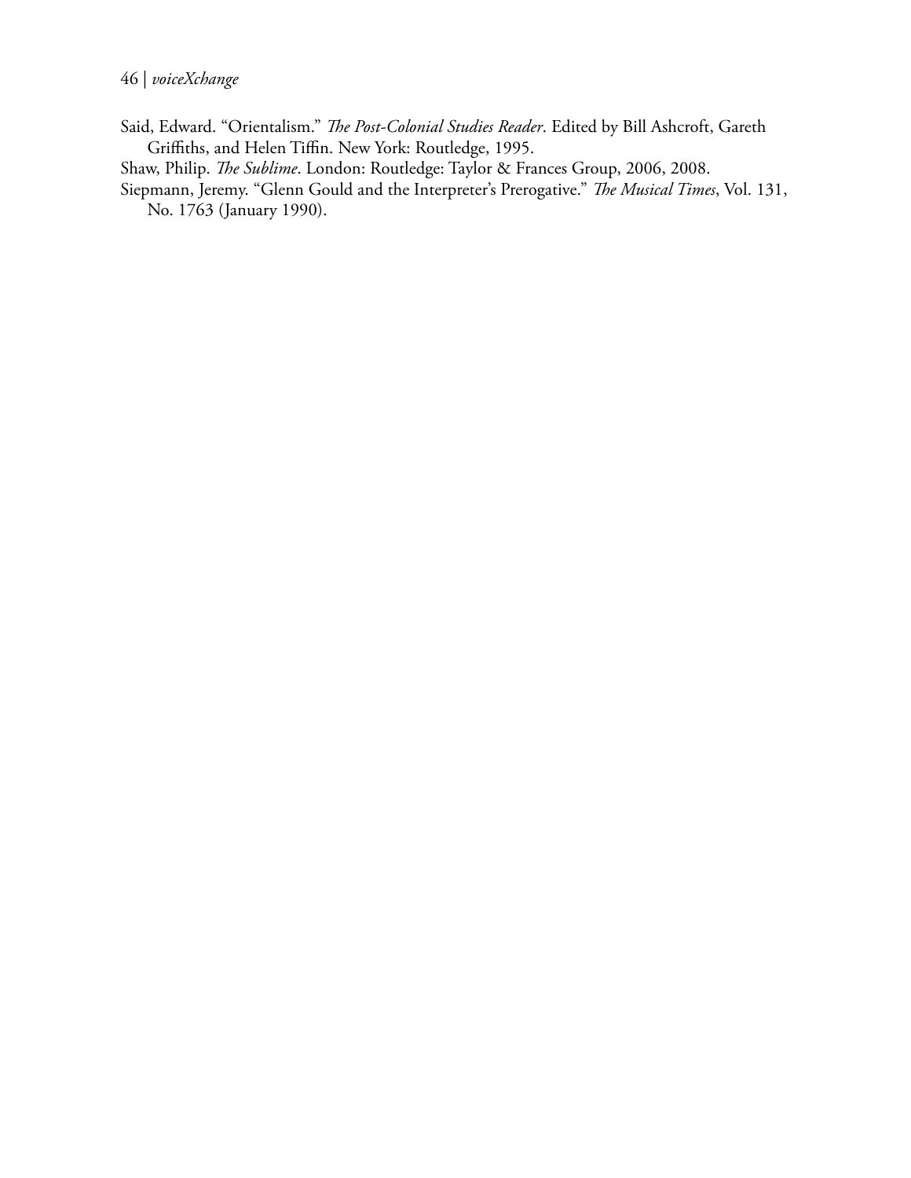Said, Edward. "Orientalism." *The Post-Colonial Studies Reader*. Edited by Bill Ashcroft, Gareth Griffiths, and Helen Tiffin. New York: Routledge, 1995.

Shaw, Philip. *The Sublime*. London: Routledge: Taylor & Frances Group, 2006, 2008.

Siepmann, Jeremy. "Glenn Gould and the Interpreter's Prerogative." *The Musical Times*, Vol. 131, No. 1763 (January 1990).